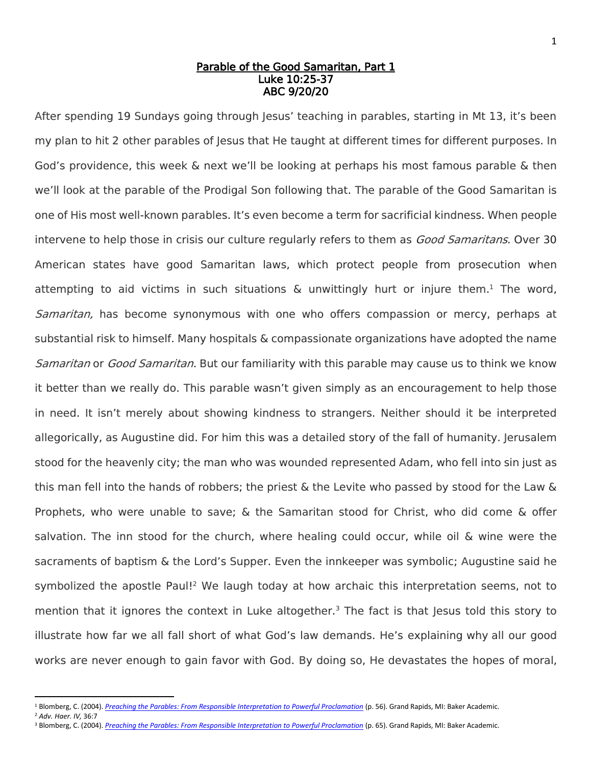# Parable of the Good Samaritan, Part 1

**Luke 10:25-37**

**ABC 9/20/20**

After spending 19 Sundays going through Jesus' teaching in parables, starting in Mt 13, it's been my plan to hit 2 other parables of Jesus that He taught at different times for different purposes. In God's providence, this week & next we'll be looking at perhaps his most famous parable & then we'll look at the parable of the Prodigal Son following that. The parable of the Good Samaritan is one of His most well-known parables. It's even become a term for sacrificial kindness. When people intervene to help those in crisis our culture regularly refers to them as *Good Samaritans*. Over 30 American states have good Samaritan laws, which protect people from prosecution when attempting to aid victims in such situations & unwittingly hurt or injure them.[1] The word, *Samaritan,* has become synonymous with one who offers compassion or mercy, perhaps at substantial risk to himself. Many hospitals & compassionate organizations have adopted the name *Samaritan* or *Good Samaritan.* But our familiarity with this parable may cause us to think we know it better than we really do. This parable wasn't given simply as an encouragement to help those in need. It isn't merely about showing kindness to strangers. Neither should it be interpreted allegorically, as Augustine did. For him this was a detailed story of the fall of humanity. Jerusalem stood for the heavenly city; the man who was wounded represented Adam, who fell into sin just as this man fell into the hands of robbers; the priest & the Levite who passed by stood for the Law & Prophets, who were unable to save; & the Samaritan stood for Christ, who did come & offer salvation. The inn stood for the church, where healing could occur, while oil & wine were the sacraments of baptism & the Lord's Supper. Even the innkeeper was symbolic; Augustine said he symbolized the apostle Paul![2] We laugh today at how archaic this interpretation seems, not to mention that it ignores the context in Luke altogether.[3] The fact is that Jesus told this story to illustrate how far we all fall short of what God's law demands. He's explaining why all our good works are never enough to gain favor with God. By doing so, He devastates the hopes of moral,

---

[1] Blomberg, C. (2004). *Preaching the Parables: From Responsible Interpretation to Powerful Proclamation* (p. 56). Grand Rapids, MI: Baker Academic.

[2] *Adv. Haer. IV,* 36:7

[3] Blomberg, C. (2004). *Preaching the Parables: From Responsible Interpretation to Powerful Proclamation* (p. 65). Grand Rapids, MI: Baker Academic.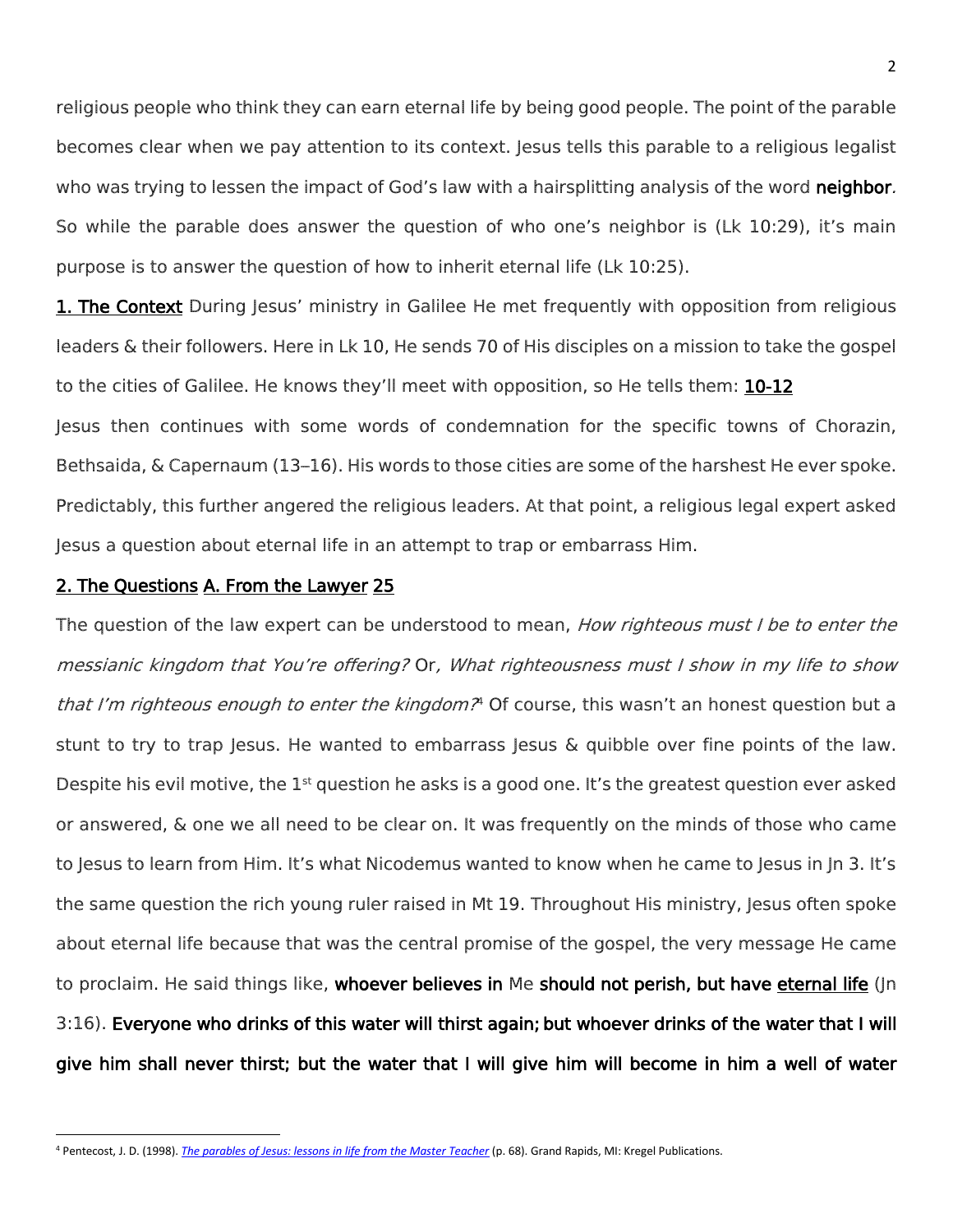religious people who think they can earn eternal life by being good people. The point of the parable becomes clear when we pay attention to its context. Jesus tells this parable to a religious legalist who was trying to lessen the impact of God's law with a hairsplitting analysis of the word **neighbor***.* So while the parable does answer the question of who one's neighbor is (Lk 10:29), it's main purpose is to answer the question of how to inherit eternal life (Lk 10:25).

**1. The Context** During Jesus' ministry in Galilee He met frequently with opposition from religious leaders & their followers. Here in Lk 10, He sends 70 of His disciples on a mission to take the gospel to the cities of Galilee. He knows they'll meet with opposition, so He tells them: **10-12**

Jesus then continues with some words of condemnation for the specific towns of Chorazin, Bethsaida, & Capernaum (13–16). His words to those cities are some of the harshest He ever spoke. Predictably, this further angered the religious leaders. At that point, a religious legal expert asked Jesus a question about eternal life in an attempt to trap or embarrass Him.

**2. The Questions A. From the Lawyer 25**

The question of the law expert can be understood to mean, *How righteous must I be to enter the messianic kingdom that You're offering?* Or*, What righteousness must I show in my life to show that I'm righteous enough to enter the kingdom?*[4] Of course, this wasn't an honest question but a stunt to try to trap Jesus. He wanted to embarrass Jesus & quibble over fine points of the law. Despite his evil motive, the 1st question he asks is a good one. It's the greatest question ever asked or answered, & one we all need to be clear on. It was frequently on the minds of those who came to Jesus to learn from Him. It's what Nicodemus wanted to know when he came to Jesus in Jn 3. It's the same question the rich young ruler raised in Mt 19. Throughout His ministry, Jesus often spoke about eternal life because that was the central promise of the gospel, the very message He came to proclaim. He said things like, **whoever believes in** Me **should not perish, but have eternal life** (Jn 3:16). **Everyone who drinks of this water will thirst again; but whoever drinks of the water that I will give him shall never thirst; but the water that I will give him will become in him a well of water**

[4] Pentecost, J. D. (1998). *The parables of Jesus: lessons in life from the Master Teacher* (p. 68). Grand Rapids, MI: Kregel Publications.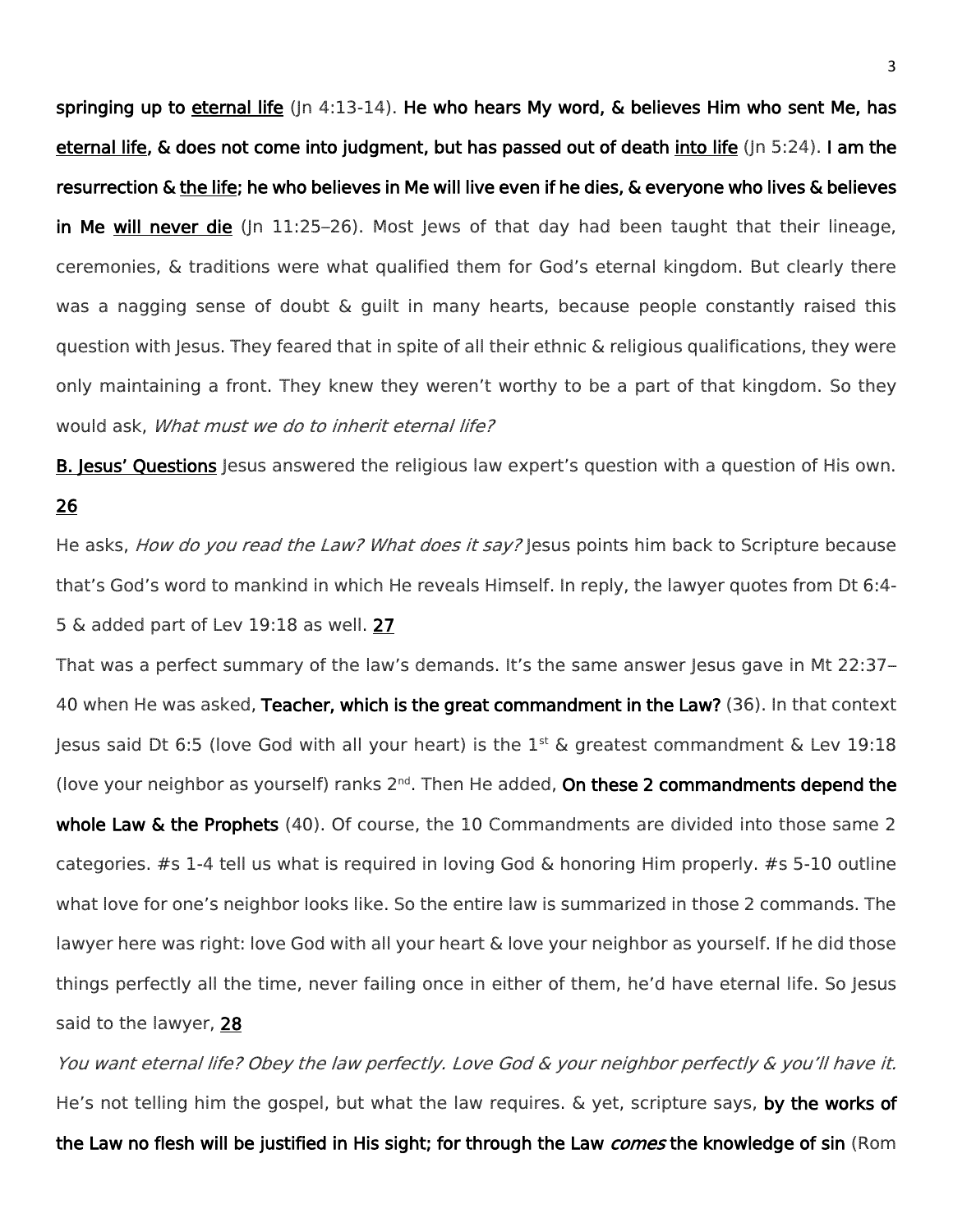**springing up to <u>eternal life</u>** (Jn 4:13-14). **He who hears My word, & believes Him who sent Me, has <u>eternal life</u>, & does not come into judgment, but has passed out of death <u>into life</u>** (Jn 5:24). **I am the resurrection & <u>the life</u>; he who believes in Me will live even if he dies, & everyone who lives & believes in Me <u>will never die</u>** (Jn 11:25–26). Most Jews of that day had been taught that their lineage, ceremonies, & traditions were what qualified them for God's eternal kingdom. But clearly there was a nagging sense of doubt & guilt in many hearts, because people constantly raised this question with Jesus. They feared that in spite of all their ethnic & religious qualifications, they were only maintaining a front. They knew they weren't worthy to be a part of that kingdom. So they would ask, *What must we do to inherit eternal life?*

**<u>B. Jesus' Questions</u>** Jesus answered the religious law expert's question with a question of His own. **<u>26</u>**

He asks, *How do you read the Law? What does it say?* Jesus points him back to Scripture because that's God's word to mankind in which He reveals Himself. In reply, the lawyer quotes from Dt 6:4-5 & added part of Lev 19:18 as well. **<u>27</u>**

That was a perfect summary of the law's demands. It's the same answer Jesus gave in Mt 22:37–40 when He was asked, **Teacher, which is the great commandment in the Law?** (36). In that context Jesus said Dt 6:5 (love God with all your heart) is the 1st & greatest commandment & Lev 19:18 (love your neighbor as yourself) ranks 2nd. Then He added, **On these 2 commandments depend the whole Law & the Prophets** (40). Of course, the 10 Commandments are divided into those same 2 categories. #s 1-4 tell us what is required in loving God & honoring Him properly. #s 5-10 outline what love for one's neighbor looks like. So the entire law is summarized in those 2 commands. The lawyer here was right: love God with all your heart & love your neighbor as yourself. If he did those things perfectly all the time, never failing once in either of them, he'd have eternal life. So Jesus said to the lawyer, **<u>28</u>**

*You want eternal life? Obey the law perfectly. Love God & your neighbor perfectly & you'll have it.* He's not telling him the gospel, but what the law requires. & yet, scripture says, **by the works of the Law no flesh will be justified in His sight; for through the Law *comes* the knowledge of sin** (Rom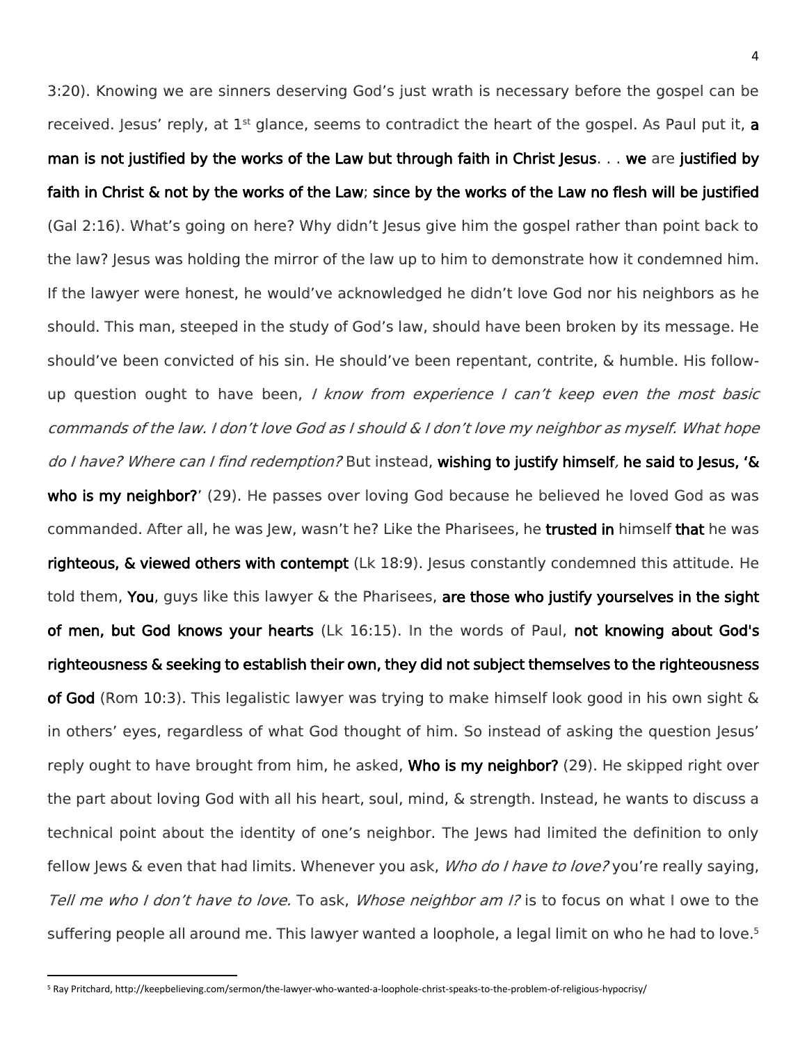3:20). Knowing we are sinners deserving God's just wrath is necessary before the gospel can be received. Jesus' reply, at 1st glance, seems to contradict the heart of the gospel. As Paul put it, **a man is not justified by the works of the Law but through faith in Christ Jesus**. . . **we** are **justified by faith in Christ & not by the works of the Law**; **since by the works of the Law no flesh will be justified** (Gal 2:16). What's going on here? Why didn't Jesus give him the gospel rather than point back to the law? Jesus was holding the mirror of the law up to him to demonstrate how it condemned him. If the lawyer were honest, he would've acknowledged he didn't love God nor his neighbors as he should. This man, steeped in the study of God's law, should have been broken by its message. He should've been convicted of his sin. He should've been repentant, contrite, & humble. His follow-up question ought to have been, *I know from experience I can't keep even the most basic commands of the law. I don't love God as I should & I don't love my neighbor as myself. What hope do I have? Where can I find redemption?* But instead, **wishing to justify himself, he said to Jesus, '& who is my neighbor?**' (29). He passes over loving God because he believed he loved God as was commanded. After all, he was Jew, wasn't he? Like the Pharisees, he **trusted in** himself **that** he was **righteous, & viewed others with contempt** (Lk 18:9). Jesus constantly condemned this attitude. He told them, **You**, guys like this lawyer & the Pharisees, **are those who justify yourselves in the sight of men, but God knows your hearts** (Lk 16:15). In the words of Paul, **not knowing about God's righteousness & seeking to establish their own, they did not subject themselves to the righteousness of God** (Rom 10:3). This legalistic lawyer was trying to make himself look good in his own sight & in others' eyes, regardless of what God thought of him. So instead of asking the question Jesus' reply ought to have brought from him, he asked, **Who is my neighbor?** (29). He skipped right over the part about loving God with all his heart, soul, mind, & strength. Instead, he wants to discuss a technical point about the identity of one's neighbor. The Jews had limited the definition to only fellow Jews & even that had limits. Whenever you ask, *Who do I have to love?* you're really saying, *Tell me who I don't have to love.* To ask, *Whose neighbor am I?* is to focus on what I owe to the suffering people all around me. This lawyer wanted a loophole, a legal limit on who he had to love.[5]

---

[5] Ray Pritchard, http://keepbelieving.com/sermon/the-lawyer-who-wanted-a-loophole-christ-speaks-to-the-problem-of-religious-hypocrisy/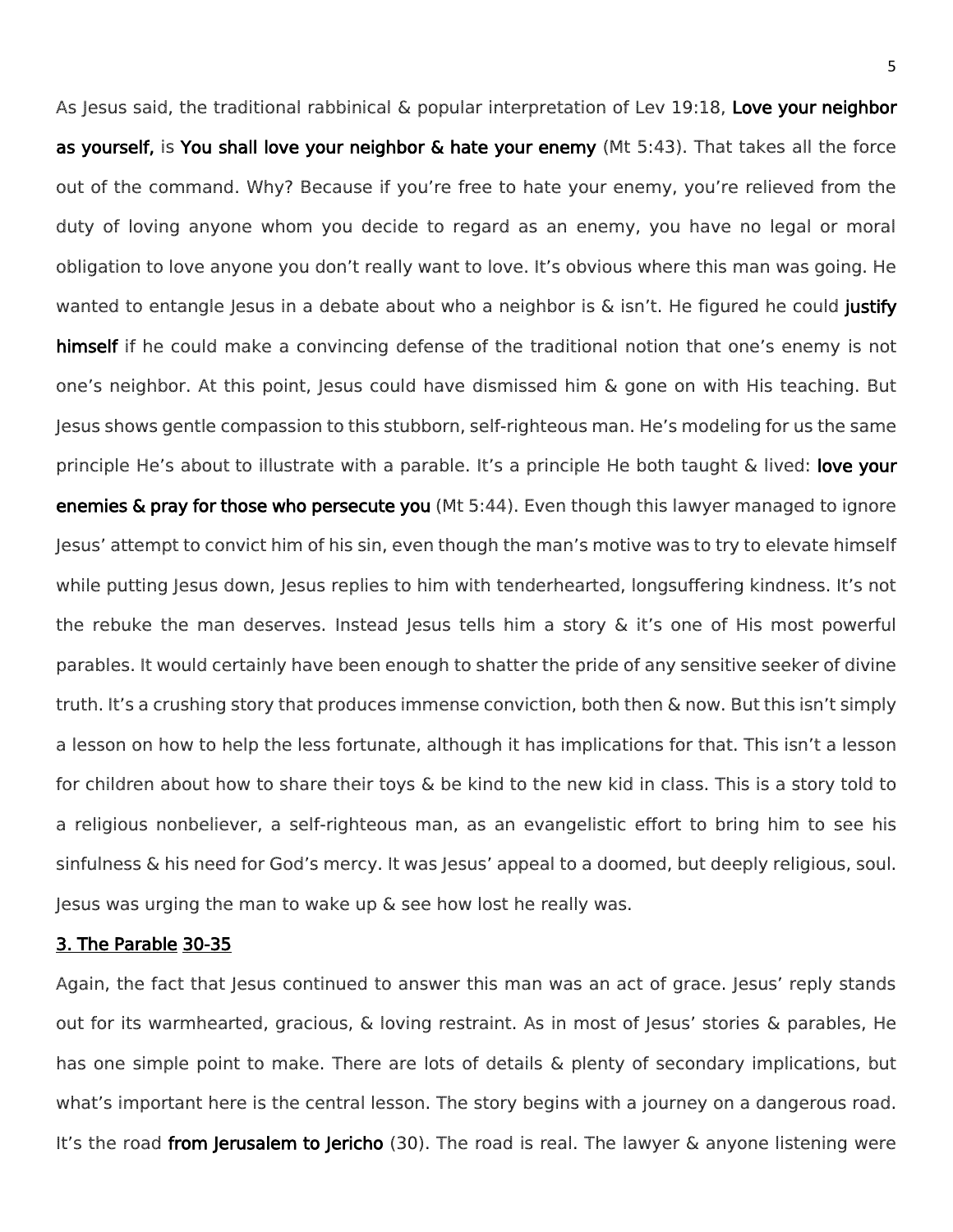As Jesus said, the traditional rabbinical & popular interpretation of Lev 19:18, **Love your neighbor as yourself,** is **You shall love your neighbor & hate your enemy** (Mt 5:43). That takes all the force out of the command. Why? Because if you're free to hate your enemy, you're relieved from the duty of loving anyone whom you decide to regard as an enemy, you have no legal or moral obligation to love anyone you don't really want to love. It's obvious where this man was going. He wanted to entangle Jesus in a debate about who a neighbor is & isn't. He figured he could **justify himself** if he could make a convincing defense of the traditional notion that one's enemy is not one's neighbor. At this point, Jesus could have dismissed him & gone on with His teaching. But Jesus shows gentle compassion to this stubborn, self-righteous man. He's modeling for us the same principle He's about to illustrate with a parable. It's a principle He both taught & lived: **love your enemies & pray for those who persecute you** (Mt 5:44). Even though this lawyer managed to ignore Jesus' attempt to convict him of his sin, even though the man's motive was to try to elevate himself while putting Jesus down, Jesus replies to him with tenderhearted, longsuffering kindness. It's not the rebuke the man deserves. Instead Jesus tells him a story & it's one of His most powerful parables. It would certainly have been enough to shatter the pride of any sensitive seeker of divine truth. It's a crushing story that produces immense conviction, both then & now. But this isn't simply a lesson on how to help the less fortunate, although it has implications for that. This isn't a lesson for children about how to share their toys & be kind to the new kid in class. This is a story told to a religious nonbeliever, a self-righteous man, as an evangelistic effort to bring him to see his sinfulness & his need for God's mercy. It was Jesus' appeal to a doomed, but deeply religious, soul. Jesus was urging the man to wake up & see how lost he really was.

### 3. The Parable 30-35

Again, the fact that Jesus continued to answer this man was an act of grace. Jesus' reply stands out for its warmhearted, gracious, & loving restraint. As in most of Jesus' stories & parables, He has one simple point to make. There are lots of details & plenty of secondary implications, but what's important here is the central lesson. The story begins with a journey on a dangerous road. It's the road **from Jerusalem to Jericho** (30). The road is real. The lawyer & anyone listening were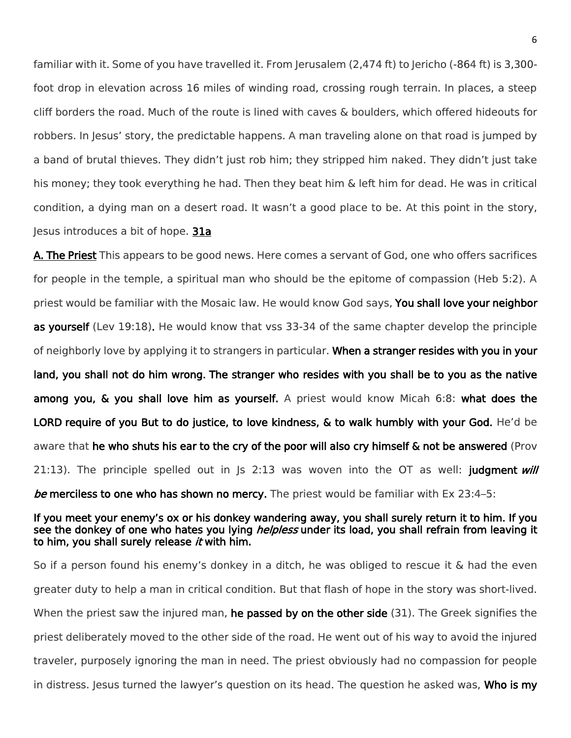familiar with it. Some of you have travelled it. From Jerusalem (2,474 ft) to Jericho (-864 ft) is 3,300-foot drop in elevation across 16 miles of winding road, crossing rough terrain. In places, a steep cliff borders the road. Much of the route is lined with caves & boulders, which offered hideouts for robbers. In Jesus' story, the predictable happens. A man traveling alone on that road is jumped by a band of brutal thieves. They didn't just rob him; they stripped him naked. They didn't just take his money; they took everything he had. Then they beat him & left him for dead. He was in critical condition, a dying man on a desert road. It wasn't a good place to be. At this point in the story, Jesus introduces a bit of hope. **31a**

**A. The Priest** This appears to be good news. Here comes a servant of God, one who offers sacrifices for people in the temple, a spiritual man who should be the epitome of compassion (Heb 5:2). A priest would be familiar with the Mosaic law. He would know God says, **You shall love your neighbor as yourself** (Lev 19:18). He would know that vss 33-34 of the same chapter develop the principle of neighborly love by applying it to strangers in particular. **When a stranger resides with you in your land, you shall not do him wrong. The stranger who resides with you shall be to you as the native among you, & you shall love him as yourself.** A priest would know Micah 6:8: **what does the LORD require of you But to do justice, to love kindness, & to walk humbly with your God.** He'd be aware that **he who shuts his ear to the cry of the poor will also cry himself & not be answered** (Prov 21:13). The principle spelled out in Js 2:13 was woven into the OT as well: **judgment *will be* merciless to one who has shown no mercy.** The priest would be familiar with Ex 23:4–5:

**If you meet your enemy's ox or his donkey wandering away, you shall surely return it to him. If you see the donkey of one who hates you lying *helpless* under its load, you shall refrain from leaving it to him, you shall surely release *it* with him.**

So if a person found his enemy's donkey in a ditch, he was obliged to rescue it & had the even greater duty to help a man in critical condition. But that flash of hope in the story was short-lived. When the priest saw the injured man, **he passed by on the other side** (31). The Greek signifies the priest deliberately moved to the other side of the road. He went out of his way to avoid the injured traveler, purposely ignoring the man in need. The priest obviously had no compassion for people in distress. Jesus turned the lawyer's question on its head. The question he asked was, **Who is my**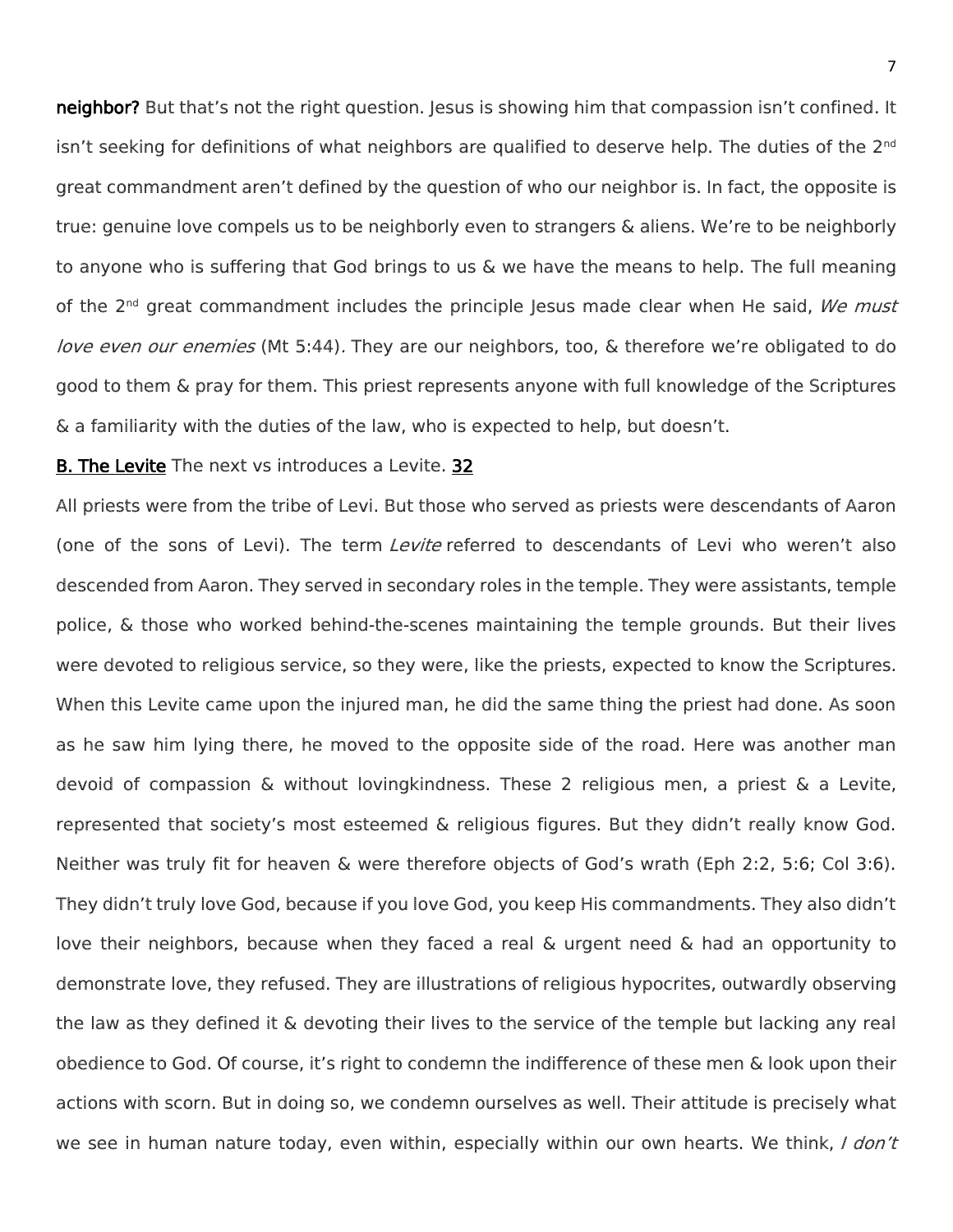**neighbor?** But that's not the right question. Jesus is showing him that compassion isn't confined. It isn't seeking for definitions of what neighbors are qualified to deserve help. The duties of the 2nd great commandment aren't defined by the question of who our neighbor is. In fact, the opposite is true: genuine love compels us to be neighborly even to strangers & aliens. We're to be neighborly to anyone who is suffering that God brings to us & we have the means to help. The full meaning of the 2nd great commandment includes the principle Jesus made clear when He said, *We must love even our enemies* (Mt 5:44). They are our neighbors, too, & therefore we're obligated to do good to them & pray for them. This priest represents anyone with full knowledge of the Scriptures & a familiarity with the duties of the law, who is expected to help, but doesn't.

**B. The Levite** The next vs introduces a Levite. **32**

All priests were from the tribe of Levi. But those who served as priests were descendants of Aaron (one of the sons of Levi). The term *Levite* referred to descendants of Levi who weren't also descended from Aaron. They served in secondary roles in the temple. They were assistants, temple police, & those who worked behind-the-scenes maintaining the temple grounds. But their lives were devoted to religious service, so they were, like the priests, expected to know the Scriptures. When this Levite came upon the injured man, he did the same thing the priest had done. As soon as he saw him lying there, he moved to the opposite side of the road. Here was another man devoid of compassion & without lovingkindness. These 2 religious men, a priest & a Levite, represented that society's most esteemed & religious figures. But they didn't really know God. Neither was truly fit for heaven & were therefore objects of God's wrath (Eph 2:2, 5:6; Col 3:6). They didn't truly love God, because if you love God, you keep His commandments. They also didn't love their neighbors, because when they faced a real & urgent need & had an opportunity to demonstrate love, they refused. They are illustrations of religious hypocrites, outwardly observing the law as they defined it & devoting their lives to the service of the temple but lacking any real obedience to God. Of course, it's right to condemn the indifference of these men & look upon their actions with scorn. But in doing so, we condemn ourselves as well. Their attitude is precisely what we see in human nature today, even within, especially within our own hearts. We think, *I don't*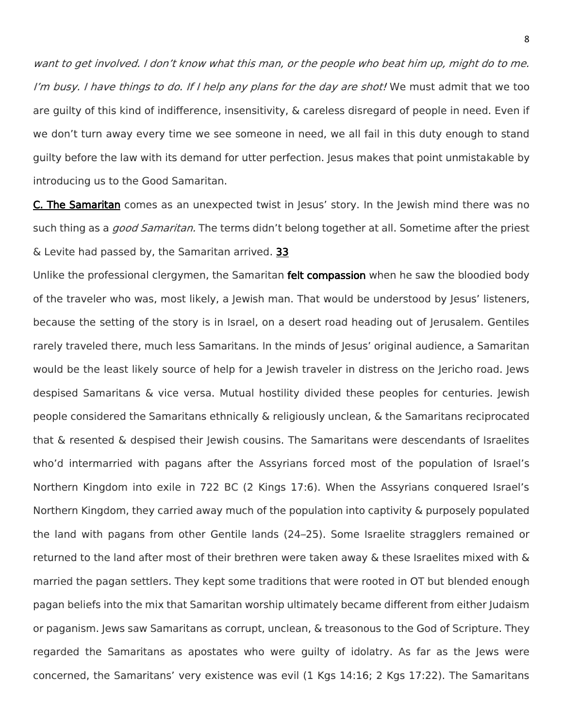*want to get involved. I don't know what this man, or the people who beat him up, might do to me. I'm busy. I have things to do. If I help any plans for the day are shot!* We must admit that we too are guilty of this kind of indifference, insensitivity, & careless disregard of people in need. Even if we don't turn away every time we see someone in need, we all fail in this duty enough to stand guilty before the law with its demand for utter perfection. Jesus makes that point unmistakable by introducing us to the Good Samaritan.

**C. The Samaritan** comes as an unexpected twist in Jesus' story. In the Jewish mind there was no such thing as a *good Samaritan.* The terms didn't belong together at all. Sometime after the priest & Levite had passed by, the Samaritan arrived. **33**

Unlike the professional clergymen, the Samaritan **felt compassion** when he saw the bloodied body of the traveler who was, most likely, a Jewish man. That would be understood by Jesus' listeners, because the setting of the story is in Israel, on a desert road heading out of Jerusalem. Gentiles rarely traveled there, much less Samaritans. In the minds of Jesus' original audience, a Samaritan would be the least likely source of help for a Jewish traveler in distress on the Jericho road. Jews despised Samaritans & vice versa. Mutual hostility divided these peoples for centuries. Jewish people considered the Samaritans ethnically & religiously unclean, & the Samaritans reciprocated that & resented & despised their Jewish cousins. The Samaritans were descendants of Israelites who'd intermarried with pagans after the Assyrians forced most of the population of Israel's Northern Kingdom into exile in 722 BC (2 Kings 17:6). When the Assyrians conquered Israel's Northern Kingdom, they carried away much of the population into captivity & purposely populated the land with pagans from other Gentile lands (24–25). Some Israelite stragglers remained or returned to the land after most of their brethren were taken away & these Israelites mixed with & married the pagan settlers. They kept some traditions that were rooted in OT but blended enough pagan beliefs into the mix that Samaritan worship ultimately became different from either Judaism or paganism. Jews saw Samaritans as corrupt, unclean, & treasonous to the God of Scripture. They regarded the Samaritans as apostates who were guilty of idolatry. As far as the Jews were concerned, the Samaritans' very existence was evil (1 Kgs 14:16; 2 Kgs 17:22). The Samaritans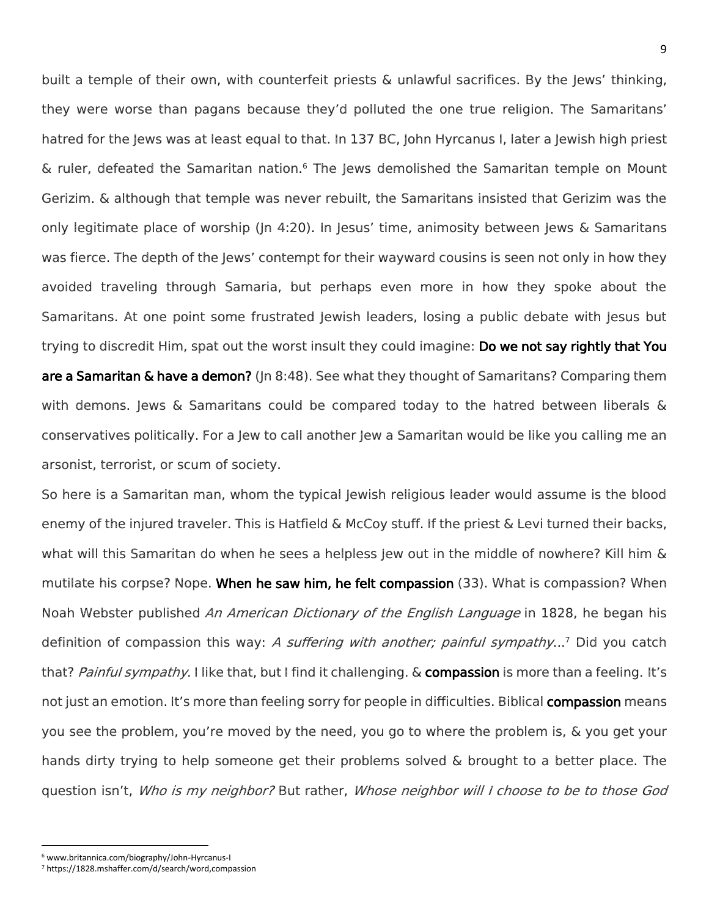built a temple of their own, with counterfeit priests & unlawful sacrifices. By the Jews' thinking, they were worse than pagans because they'd polluted the one true religion. The Samaritans' hatred for the Jews was at least equal to that. In 137 BC, John Hyrcanus I, later a Jewish high priest & ruler, defeated the Samaritan nation.[6] The Jews demolished the Samaritan temple on Mount Gerizim. & although that temple was never rebuilt, the Samaritans insisted that Gerizim was the only legitimate place of worship (Jn 4:20). In Jesus' time, animosity between Jews & Samaritans was fierce. The depth of the Jews' contempt for their wayward cousins is seen not only in how they avoided traveling through Samaria, but perhaps even more in how they spoke about the Samaritans. At one point some frustrated Jewish leaders, losing a public debate with Jesus but trying to discredit Him, spat out the worst insult they could imagine: **Do we not say rightly that You are a Samaritan & have a demon?** (Jn 8:48). See what they thought of Samaritans? Comparing them with demons. Jews & Samaritans could be compared today to the hatred between liberals & conservatives politically. For a Jew to call another Jew a Samaritan would be like you calling me an arsonist, terrorist, or scum of society.

So here is a Samaritan man, whom the typical Jewish religious leader would assume is the blood enemy of the injured traveler. This is Hatfield & McCoy stuff. If the priest & Levi turned their backs, what will this Samaritan do when he sees a helpless Jew out in the middle of nowhere? Kill him & mutilate his corpse? Nope. **When he saw him, he felt compassion** (33). What is compassion? When Noah Webster published *An American Dictionary of the English Language* in 1828, he began his definition of compassion this way: *A suffering with another; painful sympathy*...[7] Did you catch that? *Painful sympathy*. I like that, but I find it challenging. & **compassion** is more than a feeling. It's not just an emotion. It's more than feeling sorry for people in difficulties. Biblical **compassion** means you see the problem, you're moved by the need, you go to where the problem is, & you get your hands dirty trying to help someone get their problems solved & brought to a better place. The question isn't, *Who is my neighbor?* But rather, *Whose neighbor will I choose to be to those God*

[6] www.britannica.com/biography/John-Hyrcanus-I

[7] https://1828.mshaffer.com/d/search/word,compassion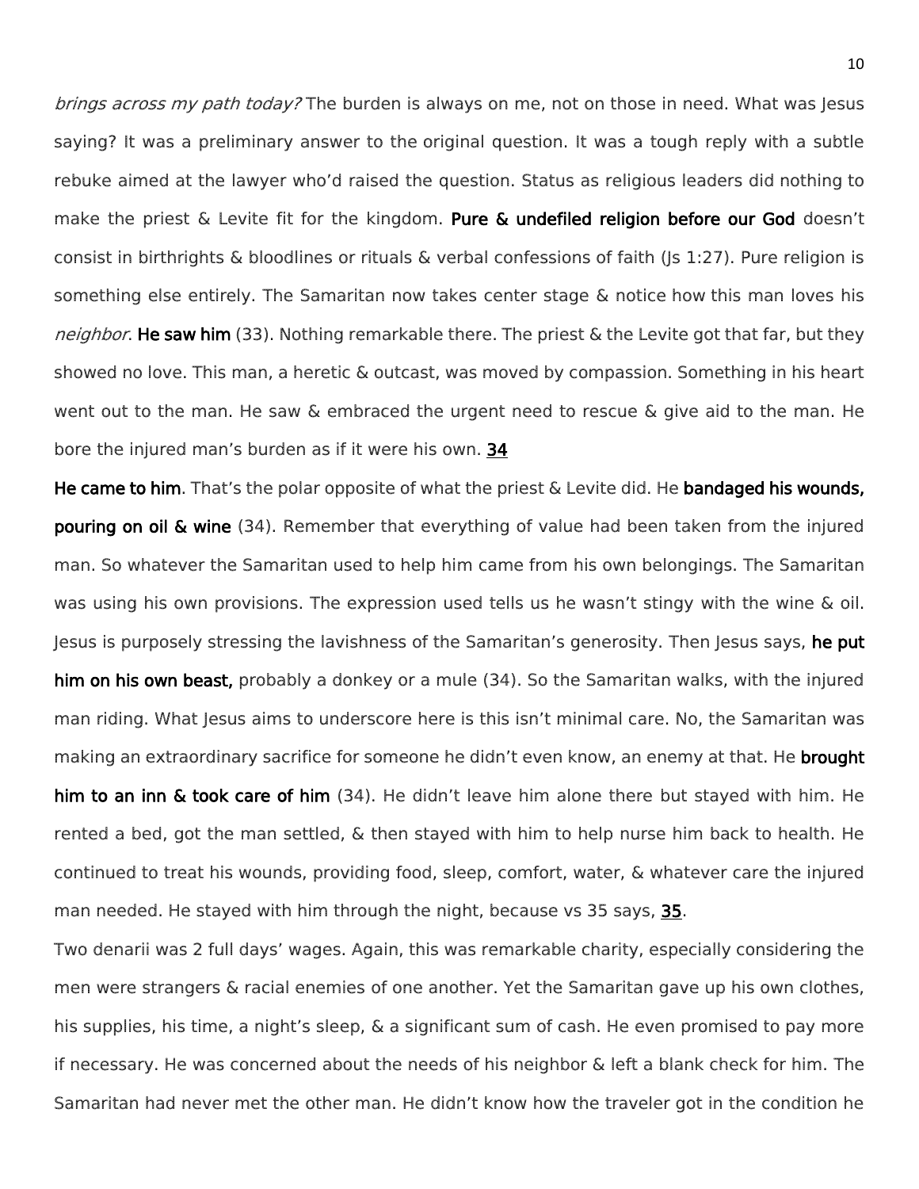*brings across my path today?* The burden is always on me, not on those in need. What was Jesus saying? It was a preliminary answer to the original question. It was a tough reply with a subtle rebuke aimed at the lawyer who'd raised the question. Status as religious leaders did nothing to make the priest & Levite fit for the kingdom. **Pure & undefiled religion before our God** doesn't consist in birthrights & bloodlines or rituals & verbal confessions of faith (Js 1:27). Pure religion is something else entirely. The Samaritan now takes center stage & notice how this man loves his *neighbor*. **He saw him** (33). Nothing remarkable there. The priest & the Levite got that far, but they showed no love. This man, a heretic & outcast, was moved by compassion. Something in his heart went out to the man. He saw & embraced the urgent need to rescue & give aid to the man. He bore the injured man's burden as if it were his own. **34**

**He came to him**. That's the polar opposite of what the priest & Levite did. He **bandaged his wounds, pouring on oil & wine** (34). Remember that everything of value had been taken from the injured man. So whatever the Samaritan used to help him came from his own belongings. The Samaritan was using his own provisions. The expression used tells us he wasn't stingy with the wine & oil. Jesus is purposely stressing the lavishness of the Samaritan's generosity. Then Jesus says, **he put him on his own beast,** probably a donkey or a mule (34). So the Samaritan walks, with the injured man riding. What Jesus aims to underscore here is this isn't minimal care. No, the Samaritan was making an extraordinary sacrifice for someone he didn't even know, an enemy at that. He **brought him to an inn & took care of him** (34). He didn't leave him alone there but stayed with him. He rented a bed, got the man settled, & then stayed with him to help nurse him back to health. He continued to treat his wounds, providing food, sleep, comfort, water, & whatever care the injured man needed. He stayed with him through the night, because vs 35 says, **35**.

Two denarii was 2 full days' wages. Again, this was remarkable charity, especially considering the men were strangers & racial enemies of one another. Yet the Samaritan gave up his own clothes, his supplies, his time, a night's sleep, & a significant sum of cash. He even promised to pay more if necessary. He was concerned about the needs of his neighbor & left a blank check for him. The Samaritan had never met the other man. He didn't know how the traveler got in the condition he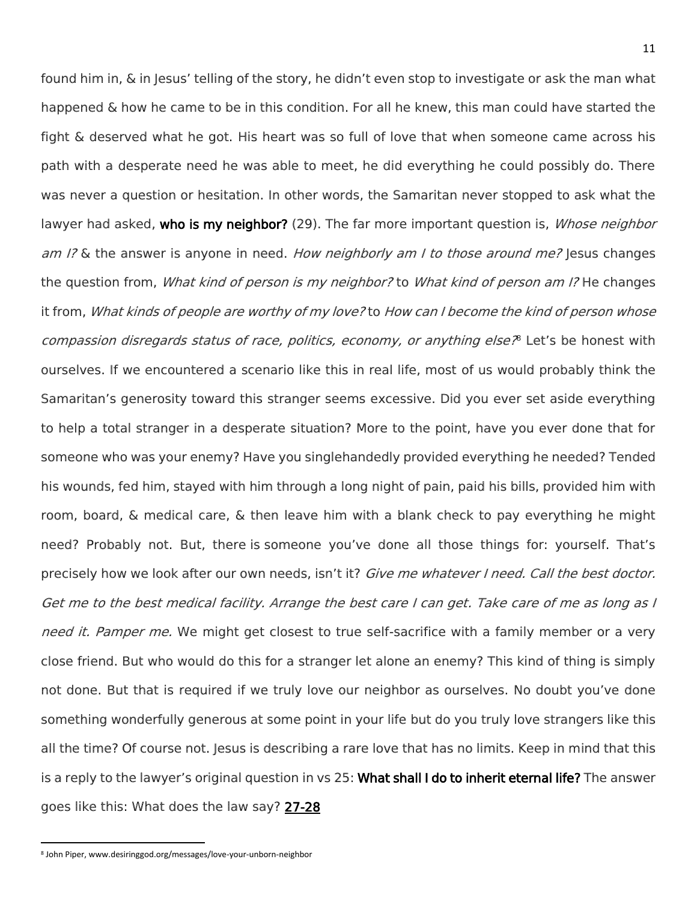found him in, & in Jesus' telling of the story, he didn't even stop to investigate or ask the man what happened & how he came to be in this condition. For all he knew, this man could have started the fight & deserved what he got. His heart was so full of love that when someone came across his path with a desperate need he was able to meet, he did everything he could possibly do. There was never a question or hesitation. In other words, the Samaritan never stopped to ask what the lawyer had asked, **who is my neighbor?** (29). The far more important question is, *Whose neighbor am I?* & the answer is anyone in need. *How neighborly am I to those around me?* Jesus changes the question from, *What kind of person is my neighbor?* to *What kind of person am I?* He changes it from, *What kinds of people are worthy of my love?* to *How can I become the kind of person whose compassion disregards status of race, politics, economy, or anything else?*[8] Let's be honest with ourselves. If we encountered a scenario like this in real life, most of us would probably think the Samaritan's generosity toward this stranger seems excessive. Did you ever set aside everything to help a total stranger in a desperate situation? More to the point, have you ever done that for someone who was your enemy? Have you singlehandedly provided everything he needed? Tended his wounds, fed him, stayed with him through a long night of pain, paid his bills, provided him with room, board, & medical care, & then leave him with a blank check to pay everything he might need? Probably not. But, there is someone you've done all those things for: yourself. That's precisely how we look after our own needs, isn't it? *Give me whatever I need. Call the best doctor. Get me to the best medical facility. Arrange the best care I can get. Take care of me as long as I need it. Pamper me.* We might get closest to true self-sacrifice with a family member or a very close friend. But who would do this for a stranger let alone an enemy? This kind of thing is simply not done. But that is required if we truly love our neighbor as ourselves. No doubt you've done something wonderfully generous at some point in your life but do you truly love strangers like this all the time? Of course not. Jesus is describing a rare love that has no limits. Keep in mind that this is a reply to the lawyer's original question in vs 25: **What shall I do to inherit eternal life?** The answer goes like this: What does the law say? **27-28**

---

[8] John Piper, www.desiringgod.org/messages/love-your-unborn-neighbor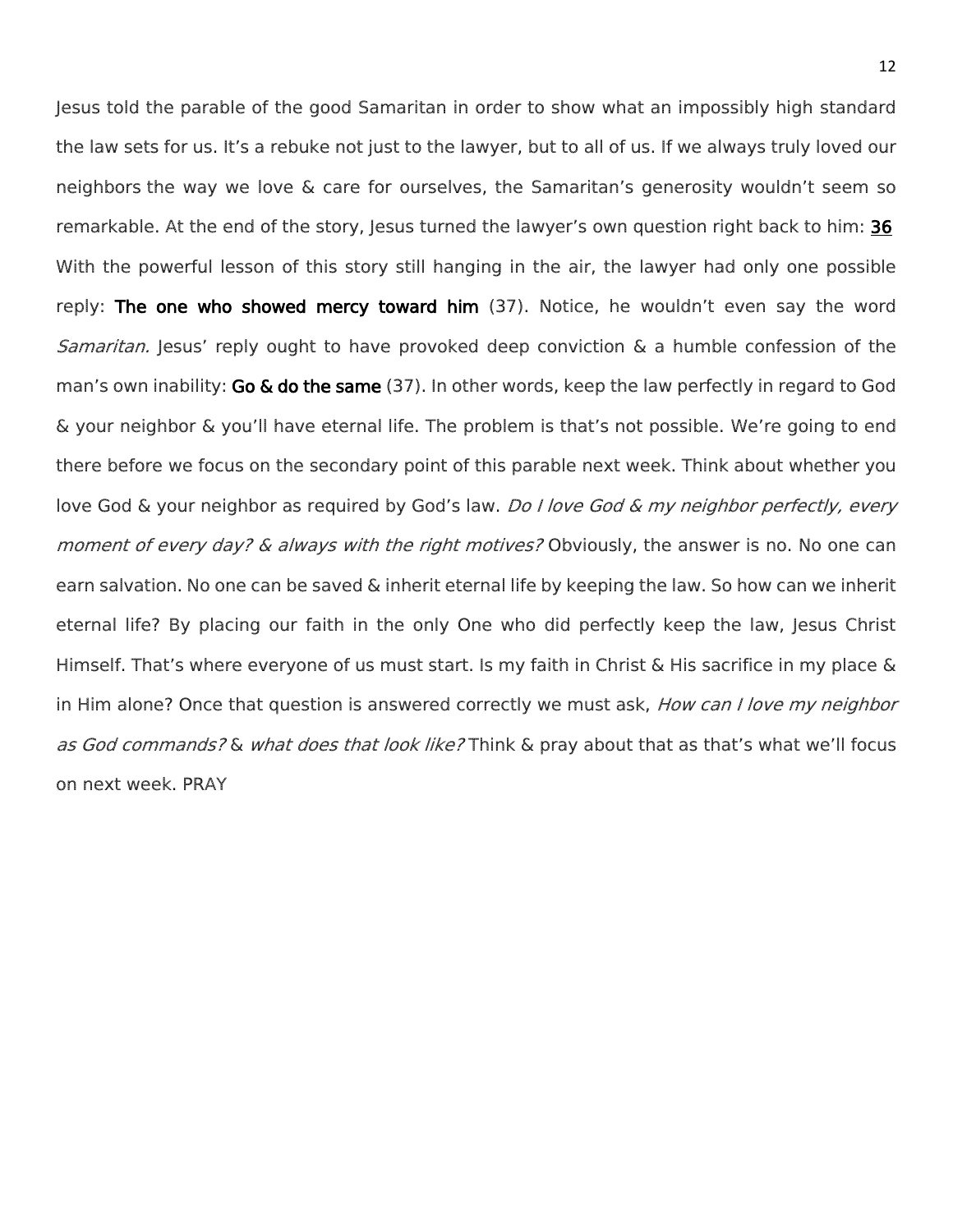Jesus told the parable of the good Samaritan in order to show what an impossibly high standard the law sets for us. It's a rebuke not just to the lawyer, but to all of us. If we always truly loved our neighbors the way we love & care for ourselves, the Samaritan's generosity wouldn't seem so remarkable. At the end of the story, Jesus turned the lawyer's own question right back to him: **36** With the powerful lesson of this story still hanging in the air, the lawyer had only one possible reply: **The one who showed mercy toward him** (37). Notice, he wouldn't even say the word *Samaritan.* Jesus' reply ought to have provoked deep conviction & a humble confession of the man's own inability: **Go & do the same** (37). In other words, keep the law perfectly in regard to God & your neighbor & you'll have eternal life. The problem is that's not possible. We're going to end there before we focus on the secondary point of this parable next week. Think about whether you love God & your neighbor as required by God's law. *Do I love God & my neighbor perfectly, every moment of every day? & always with the right motives?* Obviously, the answer is no. No one can earn salvation. No one can be saved & inherit eternal life by keeping the law. So how can we inherit eternal life? By placing our faith in the only One who did perfectly keep the law, Jesus Christ Himself. That's where everyone of us must start. Is my faith in Christ & His sacrifice in my place & in Him alone? Once that question is answered correctly we must ask, *How can I love my neighbor as God commands?* & *what does that look like?* Think & pray about that as that's what we'll focus on next week. PRAY